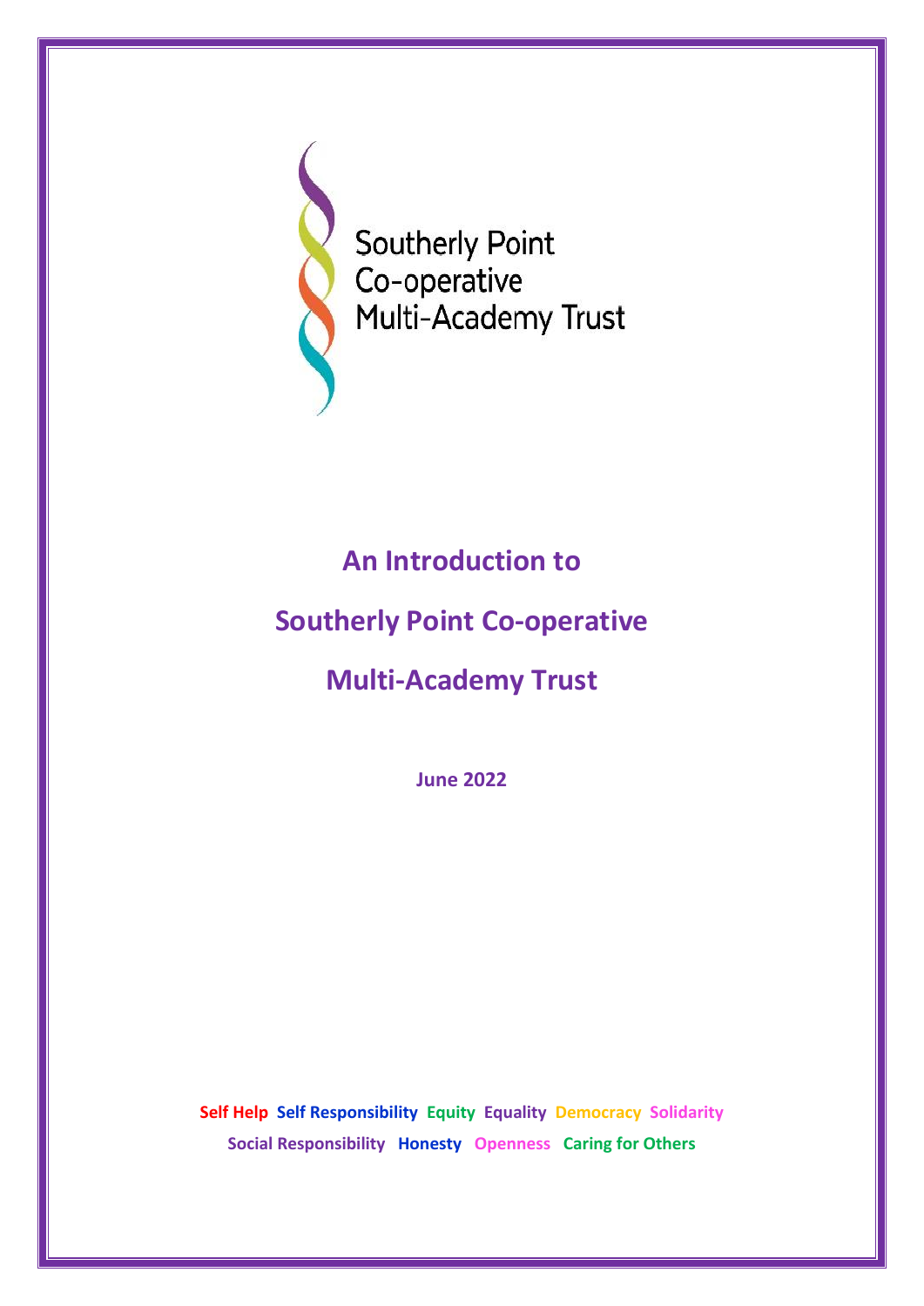Southerly Point
Co-operative
Multi-Academy Trust

# An Introduction to Southerly Point Co-operative Multi-Academy Trust

**June 2022**

**Self Help Self Responsibility Equity Equality Democracy Solidarity Social Responsibility Honesty Openness Caring for Others**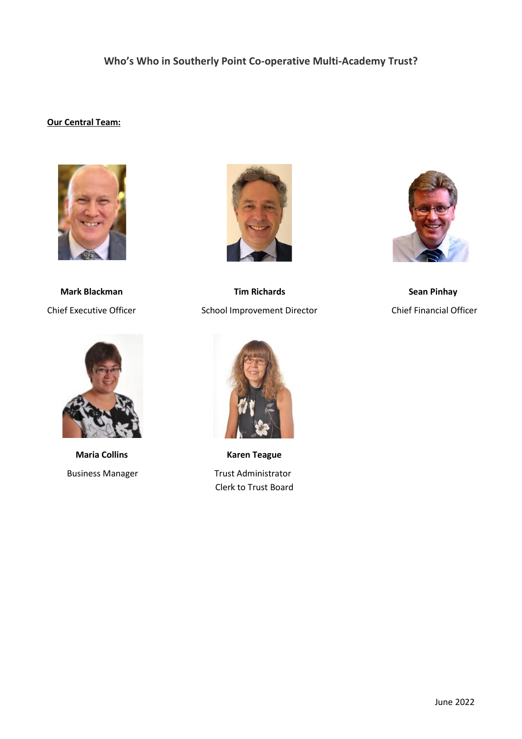# Who's Who in Southerly Point Co-operative Multi-Academy Trust?

**Our Central Team:**

**Mark Blackman**
Chief Executive Officer

**Tim Richards**
School Improvement Director

**Sean Pinhay**
Chief Financial Officer

**Maria Collins**
Business Manager

**Karen Teague**
Trust Administrator
Clerk to Trust Board

June 2022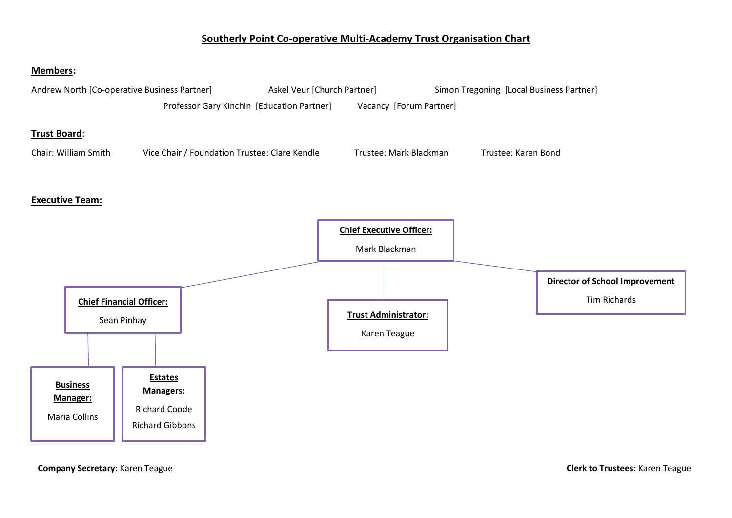# Southerly Point Co-operative Multi-Academy Trust Organisation Chart

**Members:**

Andrew North [Co-operative Business Partner]
Askel Veur [Church Partner]
Simon Tregoning [Local Business Partner]
Professor Gary Kinchin [Education Partner]
Vacancy [Forum Partner]

**Trust Board:**

Chair: William Smith
Vice Chair / Foundation Trustee: Clare Kendle
Trustee: Mark Blackman
Trustee: Karen Bond

**Executive Team:**

- **Chief Executive Officer:** Mark Blackman
  - **Chief Financial Officer:** Sean Pinhay
    - **Business Manager:** Maria Collins
    - **Estates Managers:** Richard Coode, Richard Gibbons
  - **Trust Administrator:** Karen Teague
  - **Director of School Improvement:** Tim Richards

**Company Secretary**: Karen Teague

**Clerk to Trustees**: Karen Teague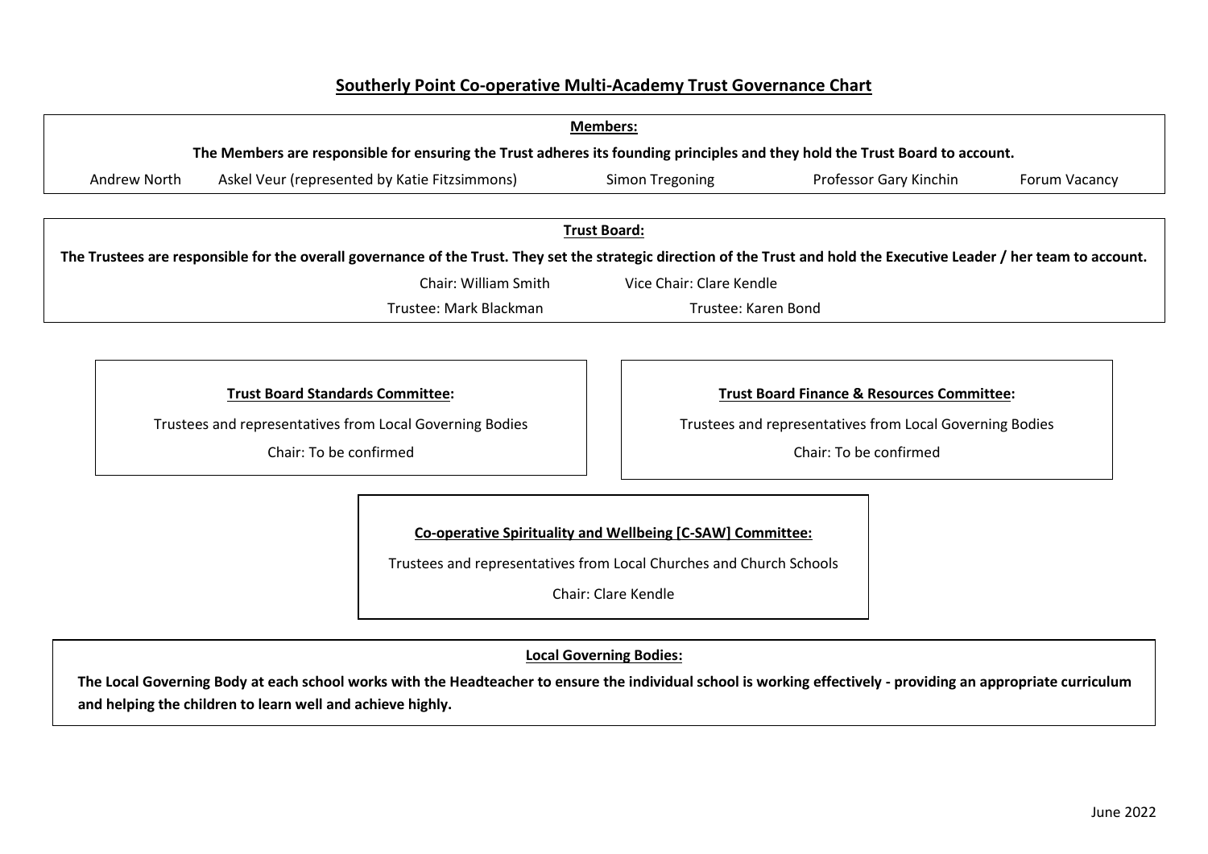# Southerly Point Co-operative Multi-Academy Trust Governance Chart

## Members:

**The Members are responsible for ensuring the Trust adheres its founding principles and they hold the Trust Board to account.**

Andrew North | Askel Veur (represented by Katie Fitzsimmons) | Simon Tregoning | Professor Gary Kinchin | Forum Vacancy

## Trust Board:

**The Trustees are responsible for the overall governance of the Trust. They set the strategic direction of the Trust and hold the Executive Leader / her team to account.**

Chair: William Smith | Vice Chair: Clare Kendle

Trustee: Mark Blackman | Trustee: Karen Bond

### Trust Board Standards Committee:

Trustees and representatives from Local Governing Bodies

Chair: To be confirmed

### Trust Board Finance & Resources Committee:

Trustees and representatives from Local Governing Bodies

Chair: To be confirmed

### Co-operative Spirituality and Wellbeing [C-SAW] Committee:

Trustees and representatives from Local Churches and Church Schools

Chair: Clare Kendle

## Local Governing Bodies:

**The Local Governing Body at each school works with the Headteacher to ensure the individual school is working effectively - providing an appropriate curriculum and helping the children to learn well and achieve highly.**

June 2022